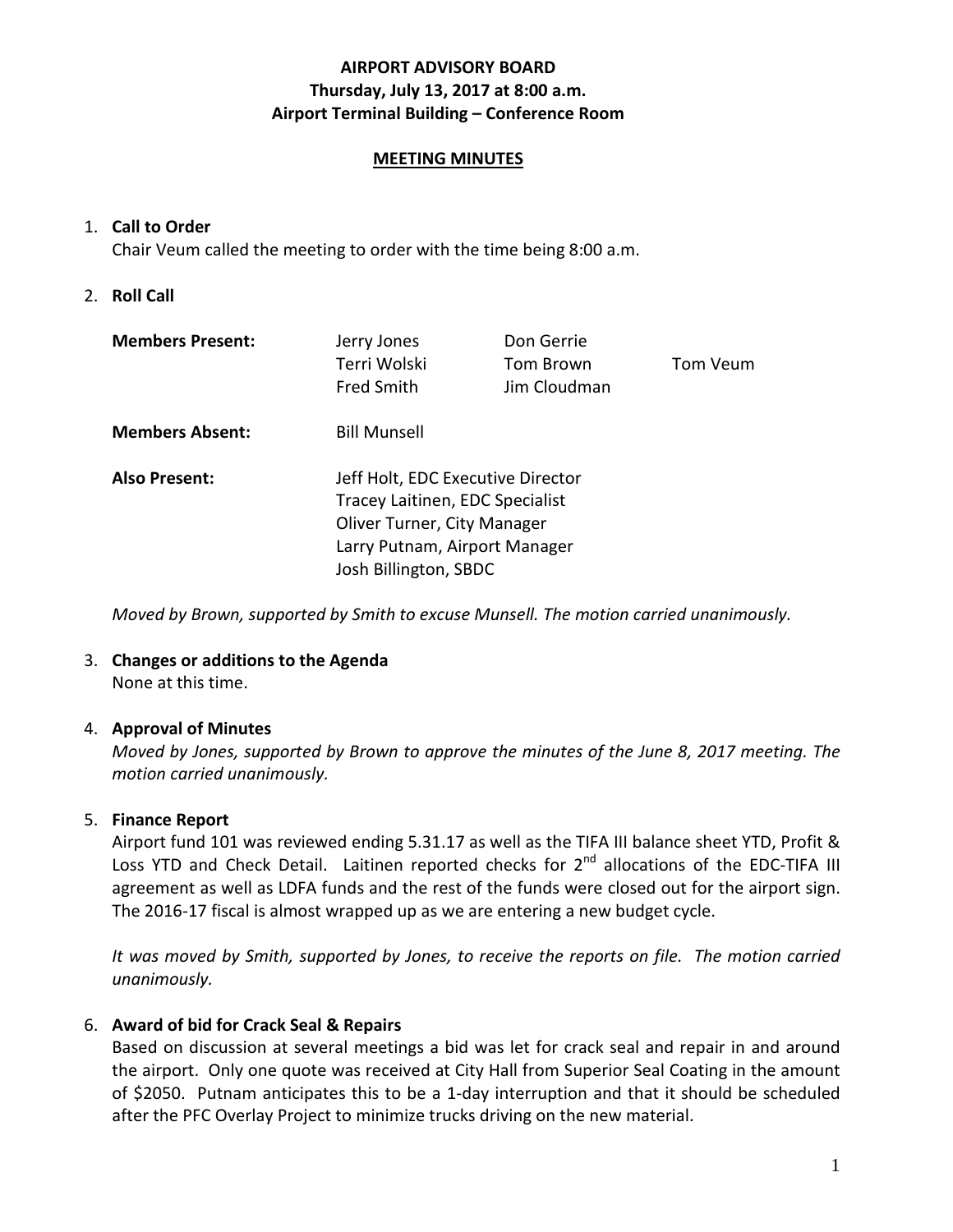**AIRPORT ADVISORY BOARD**
**Thursday, July 13, 2017 at 8:00 a.m.**
**Airport Terminal Building – Conference Room**

**MEETING MINUTES**

1. **Call to Order**
   Chair Veum called the meeting to order with the time being 8:00 a.m.

2. **Roll Call**

| | | | |
|---|---|---|---|
| **Members Present:** | Jerry Jones | Don Gerrie | |
| | Terri Wolski | Tom Brown | Tom Veum |
| | Fred Smith | Jim Cloudman | |
| **Members Absent:** | Bill Munsell | | |
| **Also Present:** | Jeff Holt, EDC Executive Director | | |
| | Tracey Laitinen, EDC Specialist | | |
| | Oliver Turner, City Manager | | |
| | Larry Putnam, Airport Manager | | |
| | Josh Billington, SBDC | | |

   *Moved by Brown, supported by Smith to excuse Munsell. The motion carried unanimously.*

3. **Changes or additions to the Agenda**
   None at this time.

4. **Approval of Minutes**
   *Moved by Jones, supported by Brown to approve the minutes of the June 8, 2017 meeting. The motion carried unanimously.*

5. **Finance Report**
   Airport fund 101 was reviewed ending 5.31.17 as well as the TIFA III balance sheet YTD, Profit & Loss YTD and Check Detail. Laitinen reported checks for 2nd allocations of the EDC-TIFA III agreement as well as LDFA funds and the rest of the funds were closed out for the airport sign. The 2016-17 fiscal is almost wrapped up as we are entering a new budget cycle.

   *It was moved by Smith, supported by Jones, to receive the reports on file. The motion carried unanimously.*

6. **Award of bid for Crack Seal & Repairs**
   Based on discussion at several meetings a bid was let for crack seal and repair in and around the airport. Only one quote was received at City Hall from Superior Seal Coating in the amount of $2050. Putnam anticipates this to be a 1-day interruption and that it should be scheduled after the PFC Overlay Project to minimize trucks driving on the new material.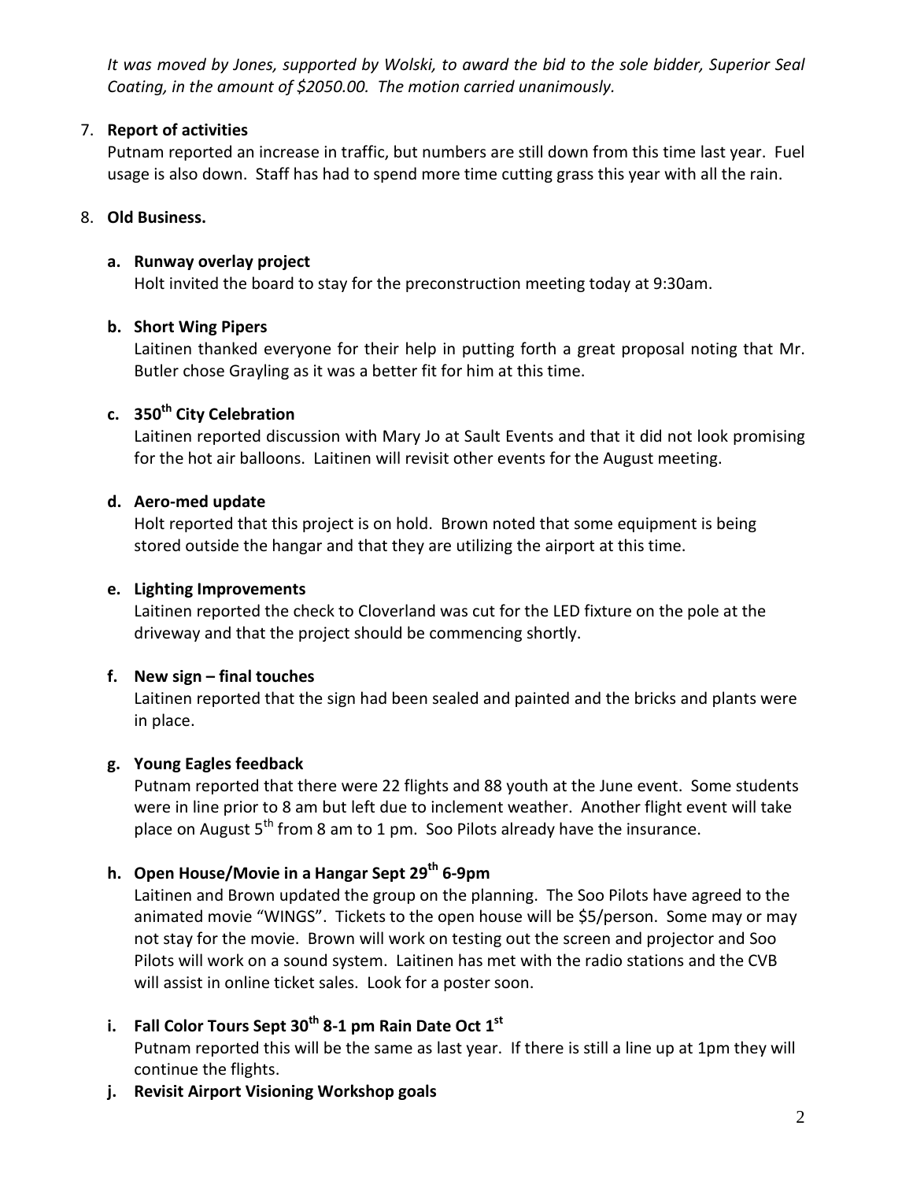*It was moved by Jones, supported by Wolski, to award the bid to the sole bidder, Superior Seal Coating, in the amount of $2050.00. The motion carried unanimously.*

7. **Report of activities**

   Putnam reported an increase in traffic, but numbers are still down from this time last year. Fuel usage is also down. Staff has had to spend more time cutting grass this year with all the rain.

8. **Old Business.**

   **a. Runway overlay project**

   Holt invited the board to stay for the preconstruction meeting today at 9:30am.

   **b. Short Wing Pipers**

   Laitinen thanked everyone for their help in putting forth a great proposal noting that Mr. Butler chose Grayling as it was a better fit for him at this time.

   **c. 350th City Celebration**

   Laitinen reported discussion with Mary Jo at Sault Events and that it did not look promising for the hot air balloons. Laitinen will revisit other events for the August meeting.

   **d. Aero-med update**

   Holt reported that this project is on hold. Brown noted that some equipment is being stored outside the hangar and that they are utilizing the airport at this time.

   **e. Lighting Improvements**

   Laitinen reported the check to Cloverland was cut for the LED fixture on the pole at the driveway and that the project should be commencing shortly.

   **f. New sign – final touches**

   Laitinen reported that the sign had been sealed and painted and the bricks and plants were in place.

   **g. Young Eagles feedback**

   Putnam reported that there were 22 flights and 88 youth at the June event. Some students were in line prior to 8 am but left due to inclement weather. Another flight event will take place on August 5th from 8 am to 1 pm. Soo Pilots already have the insurance.

   **h. Open House/Movie in a Hangar Sept 29th 6-9pm**

   Laitinen and Brown updated the group on the planning. The Soo Pilots have agreed to the animated movie "WINGS". Tickets to the open house will be $5/person. Some may or may not stay for the movie. Brown will work on testing out the screen and projector and Soo Pilots will work on a sound system. Laitinen has met with the radio stations and the CVB will assist in online ticket sales. Look for a poster soon.

   **i. Fall Color Tours Sept 30th 8-1 pm Rain Date Oct 1st**

   Putnam reported this will be the same as last year. If there is still a line up at 1pm they will continue the flights.

   **j. Revisit Airport Visioning Workshop goals**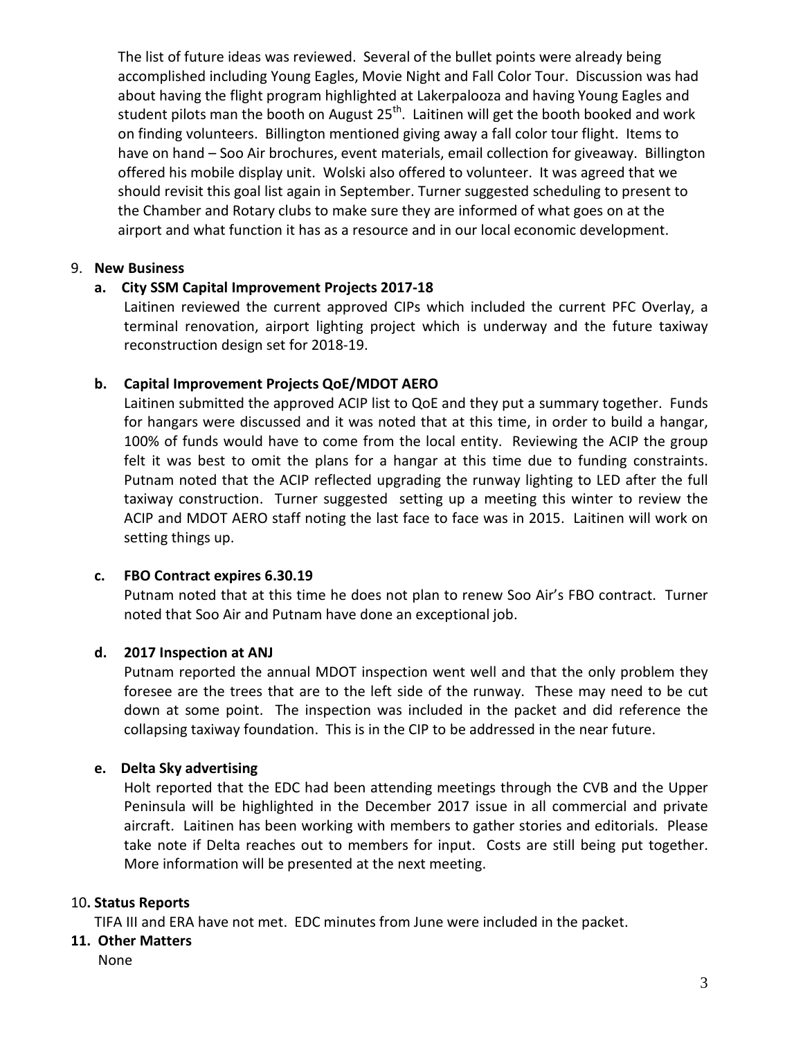The list of future ideas was reviewed. Several of the bullet points were already being accomplished including Young Eagles, Movie Night and Fall Color Tour. Discussion was had about having the flight program highlighted at Lakerpalooza and having Young Eagles and student pilots man the booth on August 25th. Laitinen will get the booth booked and work on finding volunteers. Billington mentioned giving away a fall color tour flight. Items to have on hand – Soo Air brochures, event materials, email collection for giveaway. Billington offered his mobile display unit. Wolski also offered to volunteer. It was agreed that we should revisit this goal list again in September. Turner suggested scheduling to present to the Chamber and Rotary clubs to make sure they are informed of what goes on at the airport and what function it has as a resource and in our local economic development.

9. **New Business**

   **a. City SSM Capital Improvement Projects 2017-18**

   Laitinen reviewed the current approved CIPs which included the current PFC Overlay, a terminal renovation, airport lighting project which is underway and the future taxiway reconstruction design set for 2018-19.

   **b. Capital Improvement Projects QoE/MDOT AERO**

   Laitinen submitted the approved ACIP list to QoE and they put a summary together. Funds for hangars were discussed and it was noted that at this time, in order to build a hangar, 100% of funds would have to come from the local entity. Reviewing the ACIP the group felt it was best to omit the plans for a hangar at this time due to funding constraints. Putnam noted that the ACIP reflected upgrading the runway lighting to LED after the full taxiway construction. Turner suggested setting up a meeting this winter to review the ACIP and MDOT AERO staff noting the last face to face was in 2015. Laitinen will work on setting things up.

   **c. FBO Contract expires 6.30.19**

   Putnam noted that at this time he does not plan to renew Soo Air's FBO contract. Turner noted that Soo Air and Putnam have done an exceptional job.

   **d. 2017 Inspection at ANJ**

   Putnam reported the annual MDOT inspection went well and that the only problem they foresee are the trees that are to the left side of the runway. These may need to be cut down at some point. The inspection was included in the packet and did reference the collapsing taxiway foundation. This is in the CIP to be addressed in the near future.

   **e. Delta Sky advertising**

   Holt reported that the EDC had been attending meetings through the CVB and the Upper Peninsula will be highlighted in the December 2017 issue in all commercial and private aircraft. Laitinen has been working with members to gather stories and editorials. Please take note if Delta reaches out to members for input. Costs are still being put together. More information will be presented at the next meeting.

10. **Status Reports**

    TIFA III and ERA have not met. EDC minutes from June were included in the packet.

11. **Other Matters**

    None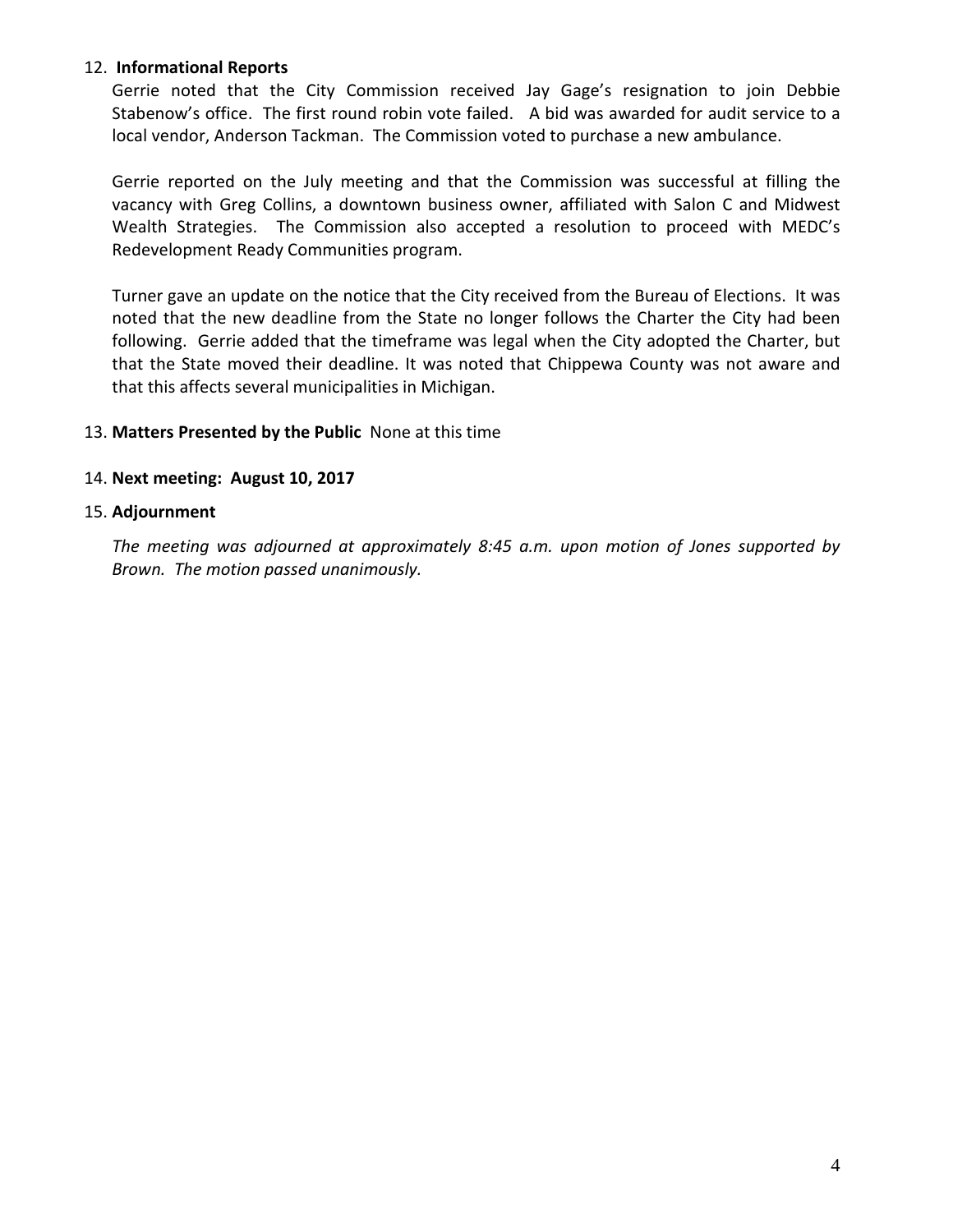12. **Informational Reports**

    Gerrie noted that the City Commission received Jay Gage's resignation to join Debbie Stabenow's office. The first round robin vote failed. A bid was awarded for audit service to a local vendor, Anderson Tackman. The Commission voted to purchase a new ambulance.

    Gerrie reported on the July meeting and that the Commission was successful at filling the vacancy with Greg Collins, a downtown business owner, affiliated with Salon C and Midwest Wealth Strategies. The Commission also accepted a resolution to proceed with MEDC's Redevelopment Ready Communities program.

    Turner gave an update on the notice that the City received from the Bureau of Elections. It was noted that the new deadline from the State no longer follows the Charter the City had been following. Gerrie added that the timeframe was legal when the City adopted the Charter, but that the State moved their deadline. It was noted that Chippewa County was not aware and that this affects several municipalities in Michigan.

13. **Matters Presented by the Public** None at this time

14. **Next meeting: August 10, 2017**

15. **Adjournment**

    *The meeting was adjourned at approximately 8:45 a.m. upon motion of Jones supported by Brown. The motion passed unanimously.*